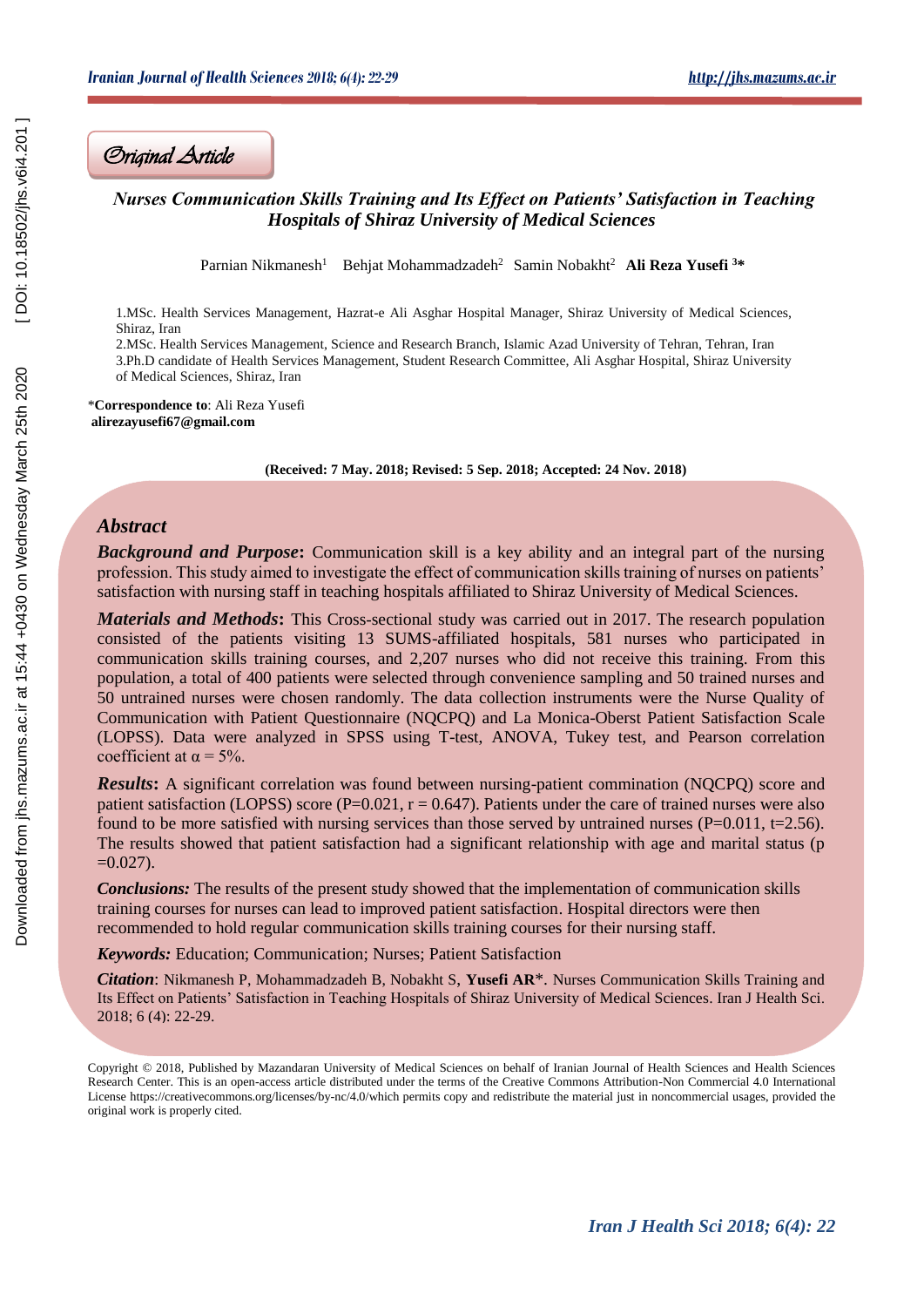Original Article

# Nurses Communication Skills Training and Its Effect on Patients' Satisfaction in Teaching Hospitals of Shiraz University of Medical Sciences

Parnian Nikmanesh[1] Behjat Mohammadzadeh[2] Samin Nobakht[2] **Ali Reza Yusefi [3]***

1.MSc. Health Services Management, Hazrat-e Ali Asghar Hospital Manager, Shiraz University of Medical Sciences, Shiraz, Iran

2.MSc. Health Services Management, Science and Research Branch, Islamic Azad University of Tehran, Tehran, Iran

3.Ph.D candidate of Health Services Management, Student Research Committee, Ali Asghar Hospital, Shiraz University of Medical Sciences, Shiraz, Iran

***Correspondence to**: Ali Reza Yusefi
**alirezayusefi67@gmail.com**

**(Received: 7 May. 2018; Revised: 5 Sep. 2018; Accepted: 24 Nov. 2018)**

## Abstract

***Background and Purpose*:** Communication skill is a key ability and an integral part of the nursing profession. This study aimed to investigate the effect of communication skills training of nurses on patients' satisfaction with nursing staff in teaching hospitals affiliated to Shiraz University of Medical Sciences.

***Materials and Methods*:** This Cross-sectional study was carried out in 2017. The research population consisted of the patients visiting 13 SUMS-affiliated hospitals, 581 nurses who participated in communication skills training courses, and 2,207 nurses who did not receive this training. From this population, a total of 400 patients were selected through convenience sampling and 50 trained nurses and 50 untrained nurses were chosen randomly. The data collection instruments were the Nurse Quality of Communication with Patient Questionnaire (NQCPQ) and La Monica-Oberst Patient Satisfaction Scale (LOPSS). Data were analyzed in SPSS using T-test, ANOVA, Tukey test, and Pearson correlation coefficient at $\alpha = 5\%$.

***Results*:** A significant correlation was found between nursing-patient commination (NQCPQ) score and patient satisfaction (LOPSS) score ($P=0.021$, $r = 0.647$). Patients under the care of trained nurses were also found to be more satisfied with nursing services than those served by untrained nurses ($P=0.011$, $t=2.56$). The results showed that patient satisfaction had a significant relationship with age and marital status ($p=0.027$).

***Conclusions:*** The results of the present study showed that the implementation of communication skills training courses for nurses can lead to improved patient satisfaction. Hospital directors were then recommended to hold regular communication skills training courses for their nursing staff.

***Keywords:*** Education; Communication; Nurses; Patient Satisfaction

***Citation***: Nikmanesh P, Mohammadzadeh B, Nobakht S, **Yusefi AR***. Nurses Communication Skills Training and Its Effect on Patients' Satisfaction in Teaching Hospitals of Shiraz University of Medical Sciences. Iran J Health Sci. 2018; 6 (4): 22-29.

Copyright © 2018, Published by Mazandaran University of Medical Sciences on behalf of Iranian Journal of Health Sciences and Health Sciences Research Center. This is an open-access article distributed under the terms of the Creative Commons Attribution-Non Commercial 4.0 International License https://creativecommons.org/licenses/by-nc/4.0/which permits copy and redistribute the material just in noncommercial usages, provided the original work is properly cited.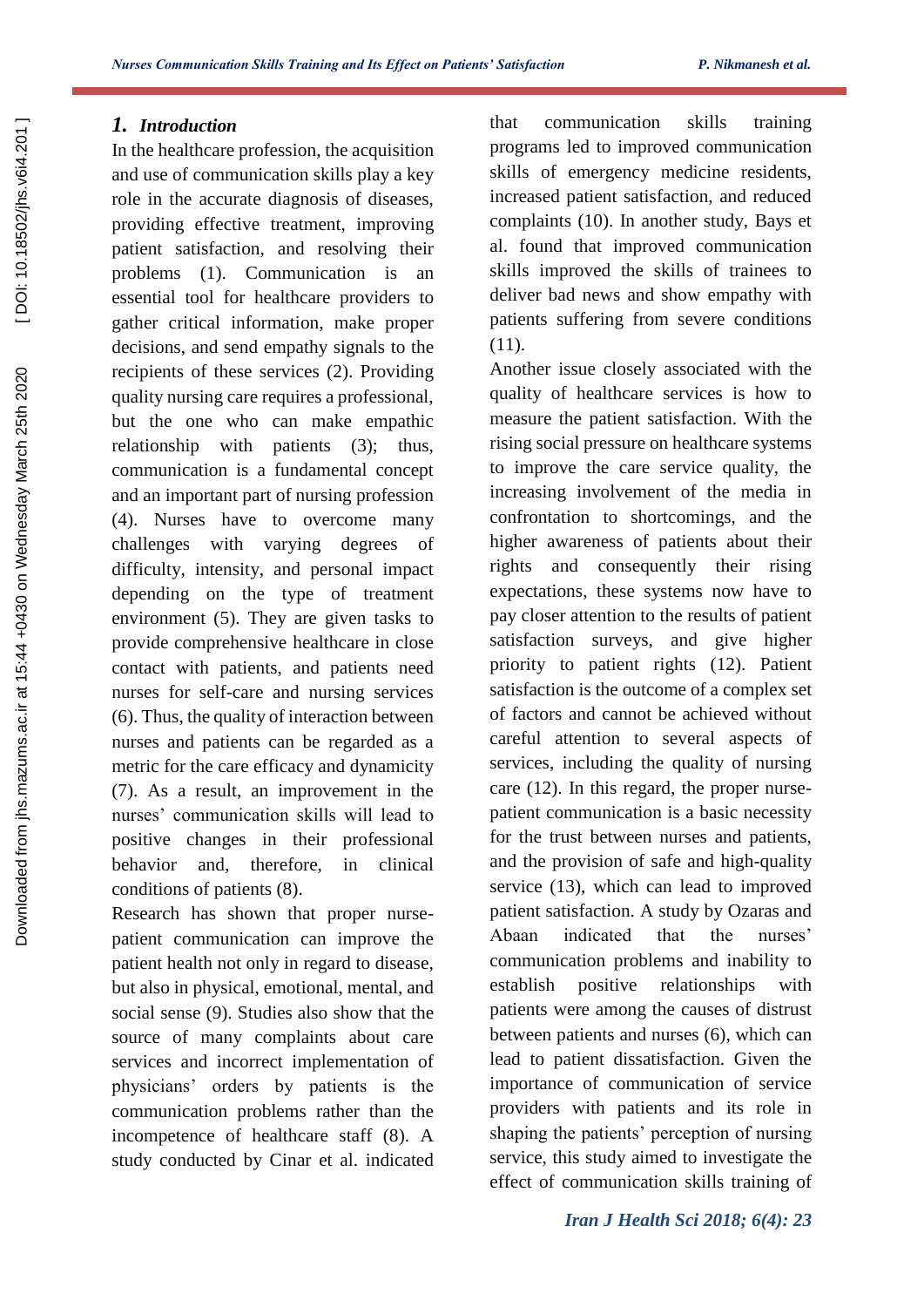## 1. Introduction

In the healthcare profession, the acquisition and use of communication skills play a key role in the accurate diagnosis of diseases, providing effective treatment, improving patient satisfaction, and resolving their problems (1). Communication is an essential tool for healthcare providers to gather critical information, make proper decisions, and send empathy signals to the recipients of these services (2). Providing quality nursing care requires a professional, but the one who can make empathic relationship with patients (3); thus, communication is a fundamental concept and an important part of nursing profession (4). Nurses have to overcome many challenges with varying degrees of difficulty, intensity, and personal impact depending on the type of treatment environment (5). They are given tasks to provide comprehensive healthcare in close contact with patients, and patients need nurses for self-care and nursing services (6). Thus, the quality of interaction between nurses and patients can be regarded as a metric for the care efficacy and dynamicity (7). As a result, an improvement in the nurses' communication skills will lead to positive changes in their professional behavior and, therefore, in clinical conditions of patients (8).

Research has shown that proper nurse-patient communication can improve the patient health not only in regard to disease, but also in physical, emotional, mental, and social sense (9). Studies also show that the source of many complaints about care services and incorrect implementation of physicians' orders by patients is the communication problems rather than the incompetence of healthcare staff (8). A study conducted by Cinar et al. indicated that communication skills training programs led to improved communication skills of emergency medicine residents, increased patient satisfaction, and reduced complaints (10). In another study, Bays et al. found that improved communication skills improved the skills of trainees to deliver bad news and show empathy with patients suffering from severe conditions (11).

Another issue closely associated with the quality of healthcare services is how to measure the patient satisfaction. With the rising social pressure on healthcare systems to improve the care service quality, the increasing involvement of the media in confrontation to shortcomings, and the higher awareness of patients about their rights and consequently their rising expectations, these systems now have to pay closer attention to the results of patient satisfaction surveys, and give higher priority to patient rights (12). Patient satisfaction is the outcome of a complex set of factors and cannot be achieved without careful attention to several aspects of services, including the quality of nursing care (12). In this regard, the proper nurse-patient communication is a basic necessity for the trust between nurses and patients, and the provision of safe and high-quality service (13), which can lead to improved patient satisfaction. A study by Ozaras and Abaan indicated that the nurses' communication problems and inability to establish positive relationships with patients were among the causes of distrust between patients and nurses (6), which can lead to patient dissatisfaction. Given the importance of communication of service providers with patients and its role in shaping the patients' perception of nursing service, this study aimed to investigate the effect of communication skills training of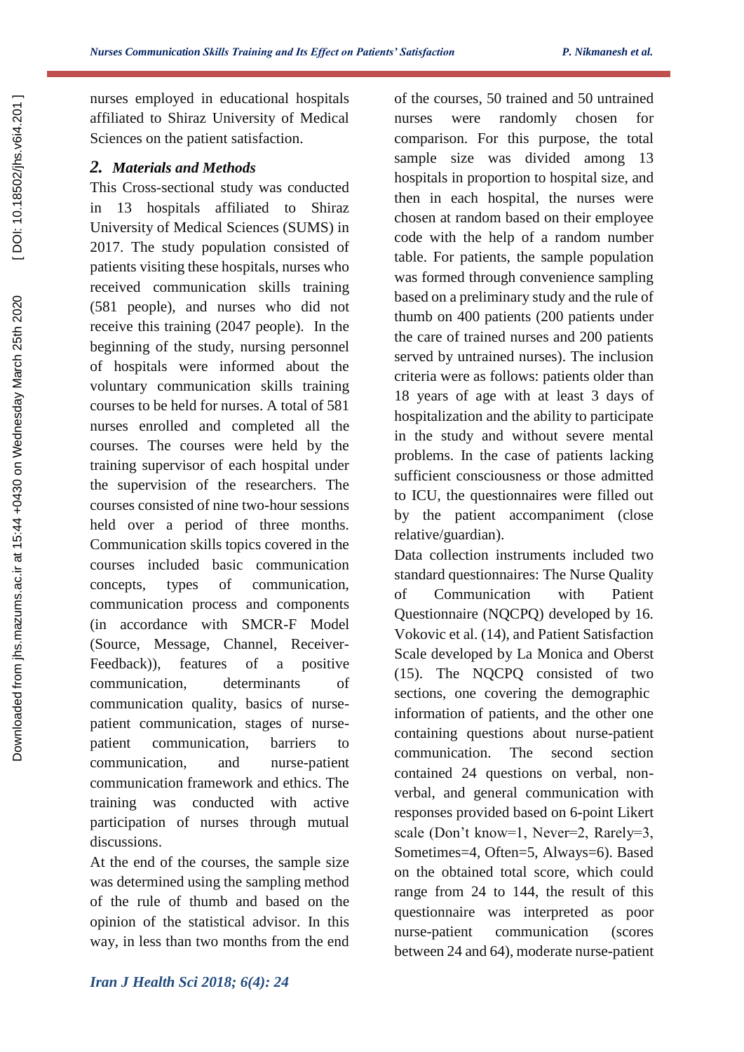nurses employed in educational hospitals affiliated to Shiraz University of Medical Sciences on the patient satisfaction.

## 2. Materials and Methods

This Cross-sectional study was conducted in 13 hospitals affiliated to Shiraz University of Medical Sciences (SUMS) in 2017. The study population consisted of patients visiting these hospitals, nurses who received communication skills training (581 people), and nurses who did not receive this training (2047 people). In the beginning of the study, nursing personnel of hospitals were informed about the voluntary communication skills training courses to be held for nurses. A total of 581 nurses enrolled and completed all the courses. The courses were held by the training supervisor of each hospital under the supervision of the researchers. The courses consisted of nine two-hour sessions held over a period of three months. Communication skills topics covered in the courses included basic communication concepts, types of communication, communication process and components (in accordance with SMCR-F Model (Source, Message, Channel, Receiver-Feedback)), features of a positive communication, determinants of communication quality, basics of nurse-patient communication, stages of nurse-patient communication, barriers to communication, and nurse-patient communication framework and ethics. The training was conducted with active participation of nurses through mutual discussions.

At the end of the courses, the sample size was determined using the sampling method of the rule of thumb and based on the opinion of the statistical advisor. In this way, in less than two months from the end of the courses, 50 trained and 50 untrained nurses were randomly chosen for comparison. For this purpose, the total sample size was divided among 13 hospitals in proportion to hospital size, and then in each hospital, the nurses were chosen at random based on their employee code with the help of a random number table. For patients, the sample population was formed through convenience sampling based on a preliminary study and the rule of thumb on 400 patients (200 patients under the care of trained nurses and 200 patients served by untrained nurses). The inclusion criteria were as follows: patients older than 18 years of age with at least 3 days of hospitalization and the ability to participate in the study and without severe mental problems. In the case of patients lacking sufficient consciousness or those admitted to ICU, the questionnaires were filled out by the patient accompaniment (close relative/guardian).

Data collection instruments included two standard questionnaires: The Nurse Quality of Communication with Patient Questionnaire (NQCPQ) developed by 16. Vokovic et al. (14), and Patient Satisfaction Scale developed by La Monica and Oberst (15). The NQCPQ consisted of two sections, one covering the demographic information of patients, and the other one containing questions about nurse-patient communication. The second section contained 24 questions on verbal, non-verbal, and general communication with responses provided based on 6-point Likert scale (Don't know=1, Never=2, Rarely=3, Sometimes=4, Often=5, Always=6). Based on the obtained total score, which could range from 24 to 144, the result of this questionnaire was interpreted as poor nurse-patient communication (scores between 24 and 64), moderate nurse-patient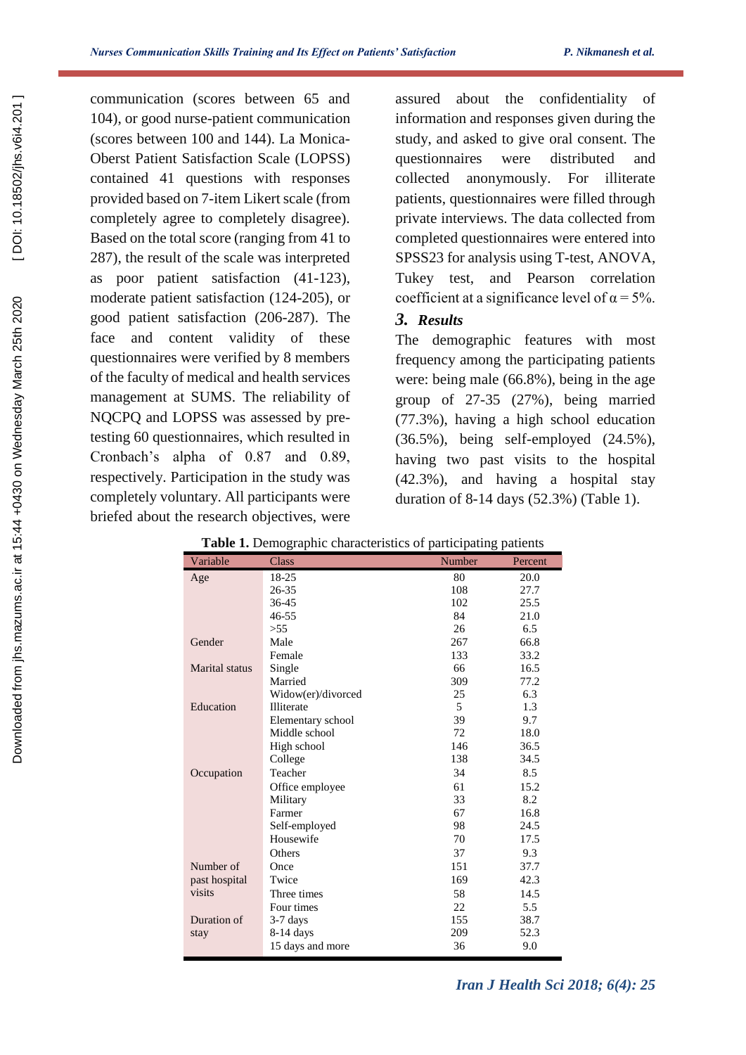communication (scores between 65 and 104), or good nurse-patient communication (scores between 100 and 144). La Monica-Oberst Patient Satisfaction Scale (LOPSS) contained 41 questions with responses provided based on 7-item Likert scale (from completely agree to completely disagree). Based on the total score (ranging from 41 to 287), the result of the scale was interpreted as poor patient satisfaction (41-123), moderate patient satisfaction (124-205), or good patient satisfaction (206-287). The face and content validity of these questionnaires were verified by 8 members of the faculty of medical and health services management at SUMS. The reliability of NQCPQ and LOPSS was assessed by pre-testing 60 questionnaires, which resulted in Cronbach's alpha of 0.87 and 0.89, respectively. Participation in the study was completely voluntary. All participants were briefed about the research objectives, were assured about the confidentiality of information and responses given during the study, and asked to give oral consent. The questionnaires were distributed and collected anonymously. For illiterate patients, questionnaires were filled through private interviews. The data collected from completed questionnaires were entered into SPSS23 for analysis using T-test, ANOVA, Tukey test, and Pearson correlation coefficient at a significance level of $\alpha = 5\%$.

## 3. Results

The demographic features with most frequency among the participating patients were: being male (66.8%), being in the age group of 27-35 (27%), being married (77.3%), having a high school education (36.5%), being self-employed (24.5%), having two past visits to the hospital (42.3%), and having a hospital stay duration of 8-14 days (52.3%) (Table 1).

**Table 1.** Demographic characteristics of participating patients

| Variable | Class | Number | Percent |
|---|---|---|---|
| Age | 18-25 | 80 | 20.0 |
| | 26-35 | 108 | 27.7 |
| | 36-45 | 102 | 25.5 |
| | 46-55 | 84 | 21.0 |
| | >55 | 26 | 6.5 |
| Gender | Male | 267 | 66.8 |
| | Female | 133 | 33.2 |
| Marital status | Single | 66 | 16.5 |
| | Married | 309 | 77.2 |
| | Widow(er)/divorced | 25 | 6.3 |
| Education | Illiterate | 5 | 1.3 |
| | Elementary school | 39 | 9.7 |
| | Middle school | 72 | 18.0 |
| | High school | 146 | 36.5 |
| | College | 138 | 34.5 |
| Occupation | Teacher | 34 | 8.5 |
| | Office employee | 61 | 15.2 |
| | Military | 33 | 8.2 |
| | Farmer | 67 | 16.8 |
| | Self-employed | 98 | 24.5 |
| | Housewife | 70 | 17.5 |
| | Others | 37 | 9.3 |
| Number of past hospital visits | Once | 151 | 37.7 |
| | Twice | 169 | 42.3 |
| | Three times | 58 | 14.5 |
| | Four times | 22 | 5.5 |
| Duration of stay | 3-7 days | 155 | 38.7 |
| | 8-14 days | 209 | 52.3 |
| | 15 days and more | 36 | 9.0 |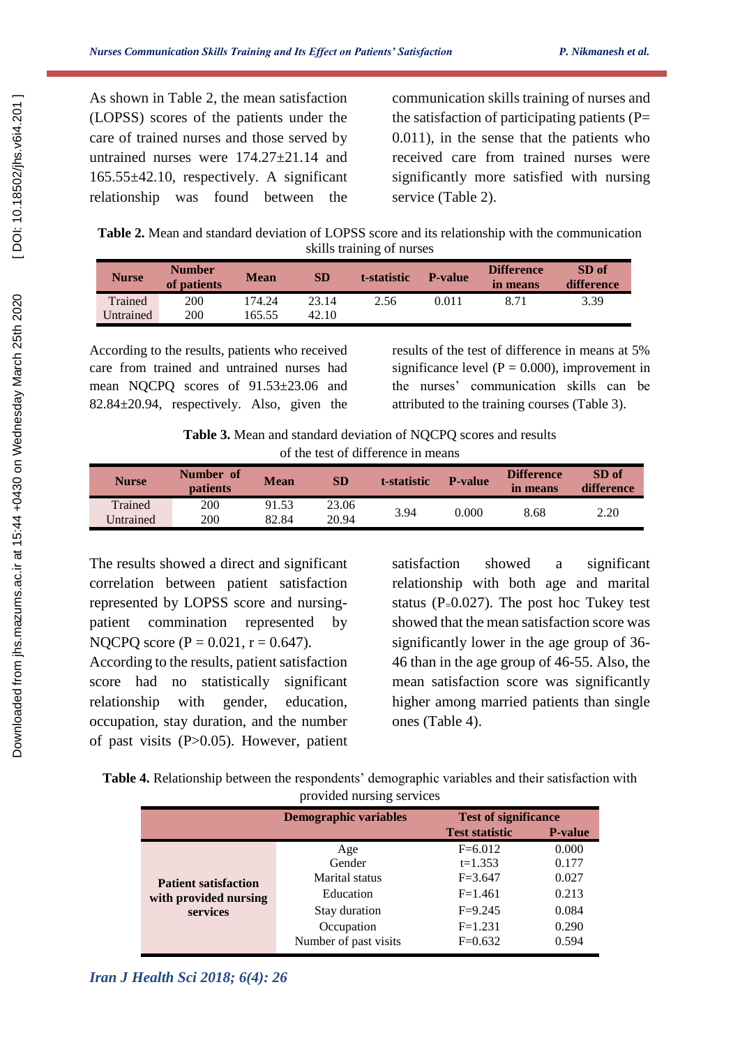As shown in Table 2, the mean satisfaction (LOPSS) scores of the patients under the care of trained nurses and those served by untrained nurses were 174.27±21.14 and 165.55±42.10, respectively. A significant relationship was found between the communication skills training of nurses and the satisfaction of participating patients (P= 0.011), in the sense that the patients who received care from trained nurses were significantly more satisfied with nursing service (Table 2).

**Table 2.** Mean and standard deviation of LOPSS score and its relationship with the communication skills training of nurses

| Nurse | Number of patients | Mean | SD | t-statistic | P-value | Difference in means | SD of difference |
|---|---|---|---|---|---|---|---|
| Trained | 200 | 174.24 | 23.14 | 2.56 | 0.011 | 8.71 | 3.39 |
| Untrained | 200 | 165.55 | 42.10 | | | | |

According to the results, patients who received care from trained and untrained nurses had mean NQCPQ scores of 91.53±23.06 and 82.84±20.94, respectively. Also, given the results of the test of difference in means at 5% significance level (P = 0.000), improvement in the nurses' communication skills can be attributed to the training courses (Table 3).

**Table 3.** Mean and standard deviation of NQCPQ scores and results of the test of difference in means

| Nurse | Number of patients | Mean | SD | t-statistic | P-value | Difference in means | SD of difference |
|---|---|---|---|---|---|---|---|
| Trained | 200 | 91.53 | 23.06 | 3.94 | 0.000 | 8.68 | 2.20 |
| Untrained | 200 | 82.84 | 20.94 | | | | |

The results showed a direct and significant correlation between patient satisfaction represented by LOPSS score and nursing-patient commination represented by NQCPQ score (P = 0.021, r = 0.647).

According to the results, patient satisfaction score had no statistically significant relationship with gender, education, occupation, stay duration, and the number of past visits (P>0.05). However, patient satisfaction showed a significant relationship with both age and marital status (P=0.027). The post hoc Tukey test showed that the mean satisfaction score was significantly lower in the age group of 36-46 than in the age group of 46-55. Also, the mean satisfaction score was significantly higher among married patients than single ones (Table 4).

**Table 4.** Relationship between the respondents' demographic variables and their satisfaction with provided nursing services

| | Demographic variables | Test of significance | |
|---|---|---|---|
| | | Test statistic | P-value |
| Patient satisfaction with provided nursing services | Age | F=6.012 | 0.000 |
| | Gender | t=1.353 | 0.177 |
| | Marital status | F=3.647 | 0.027 |
| | Education | F=1.461 | 0.213 |
| | Stay duration | F=9.245 | 0.084 |
| | Occupation | F=1.231 | 0.290 |
| | Number of past visits | F=0.632 | 0.594 |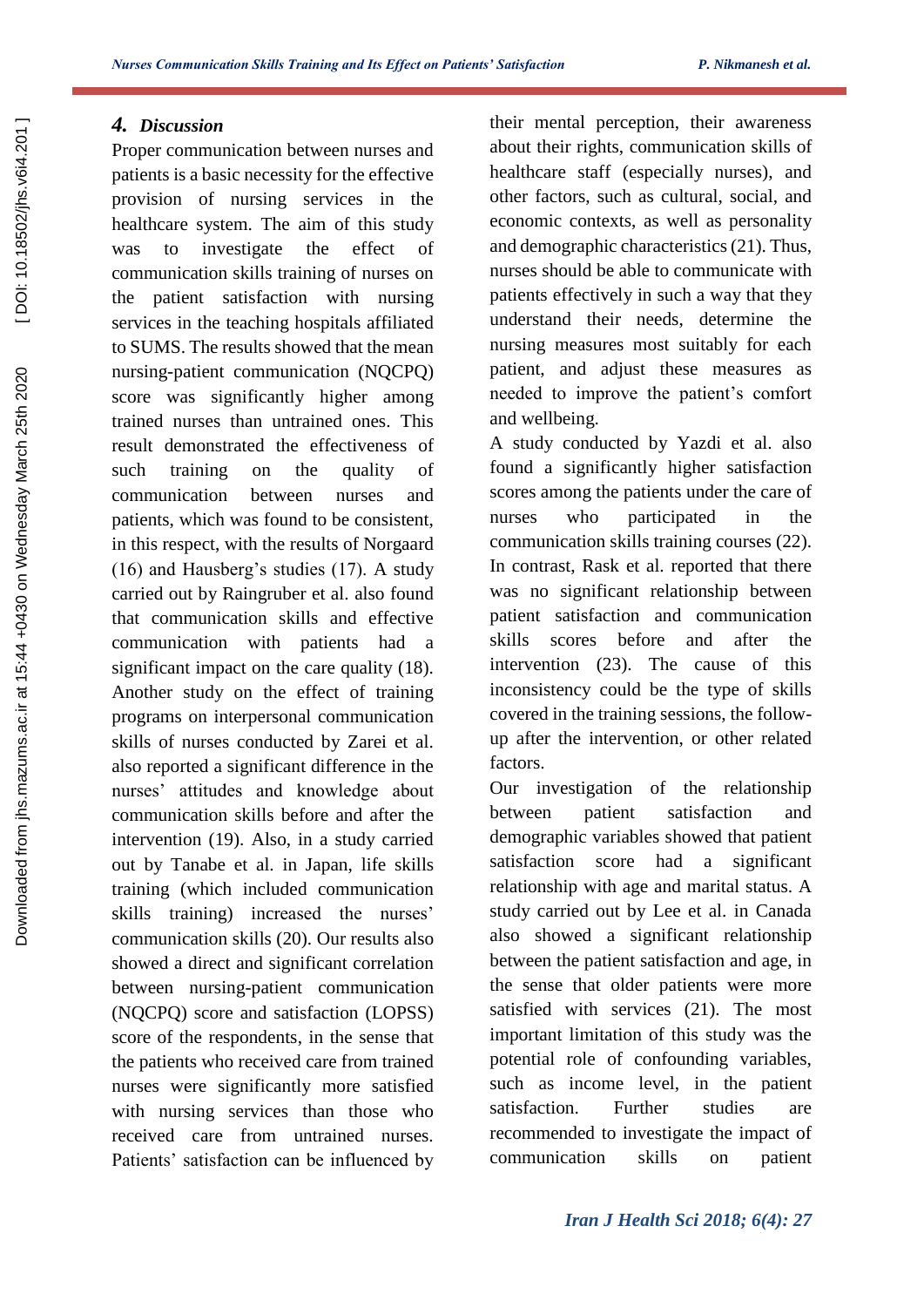## 4. Discussion

Proper communication between nurses and patients is a basic necessity for the effective provision of nursing services in the healthcare system. The aim of this study was to investigate the effect of communication skills training of nurses on the patient satisfaction with nursing services in the teaching hospitals affiliated to SUMS. The results showed that the mean nursing-patient communication (NQCPQ) score was significantly higher among trained nurses than untrained ones. This result demonstrated the effectiveness of such training on the quality of communication between nurses and patients, which was found to be consistent, in this respect, with the results of Norgaard (16) and Hausberg's studies (17). A study carried out by Raingruber et al. also found that communication skills and effective communication with patients had a significant impact on the care quality (18). Another study on the effect of training programs on interpersonal communication skills of nurses conducted by Zarei et al. also reported a significant difference in the nurses' attitudes and knowledge about communication skills before and after the intervention (19). Also, in a study carried out by Tanabe et al. in Japan, life skills training (which included communication skills training) increased the nurses' communication skills (20). Our results also showed a direct and significant correlation between nursing-patient communication (NQCPQ) score and satisfaction (LOPSS) score of the respondents, in the sense that the patients who received care from trained nurses were significantly more satisfied with nursing services than those who received care from untrained nurses. Patients' satisfaction can be influenced by their mental perception, their awareness about their rights, communication skills of healthcare staff (especially nurses), and other factors, such as cultural, social, and economic contexts, as well as personality and demographic characteristics (21). Thus, nurses should be able to communicate with patients effectively in such a way that they understand their needs, determine the nursing measures most suitably for each patient, and adjust these measures as needed to improve the patient's comfort and wellbeing.

A study conducted by Yazdi et al. also found a significantly higher satisfaction scores among the patients under the care of nurses who participated in the communication skills training courses (22). In contrast, Rask et al. reported that there was no significant relationship between patient satisfaction and communication skills scores before and after the intervention (23). The cause of this inconsistency could be the type of skills covered in the training sessions, the follow-up after the intervention, or other related factors.

Our investigation of the relationship between patient satisfaction and demographic variables showed that patient satisfaction score had a significant relationship with age and marital status. A study carried out by Lee et al. in Canada also showed a significant relationship between the patient satisfaction and age, in the sense that older patients were more satisfied with services (21). The most important limitation of this study was the potential role of confounding variables, such as income level, in the patient satisfaction. Further studies are recommended to investigate the impact of communication skills on patient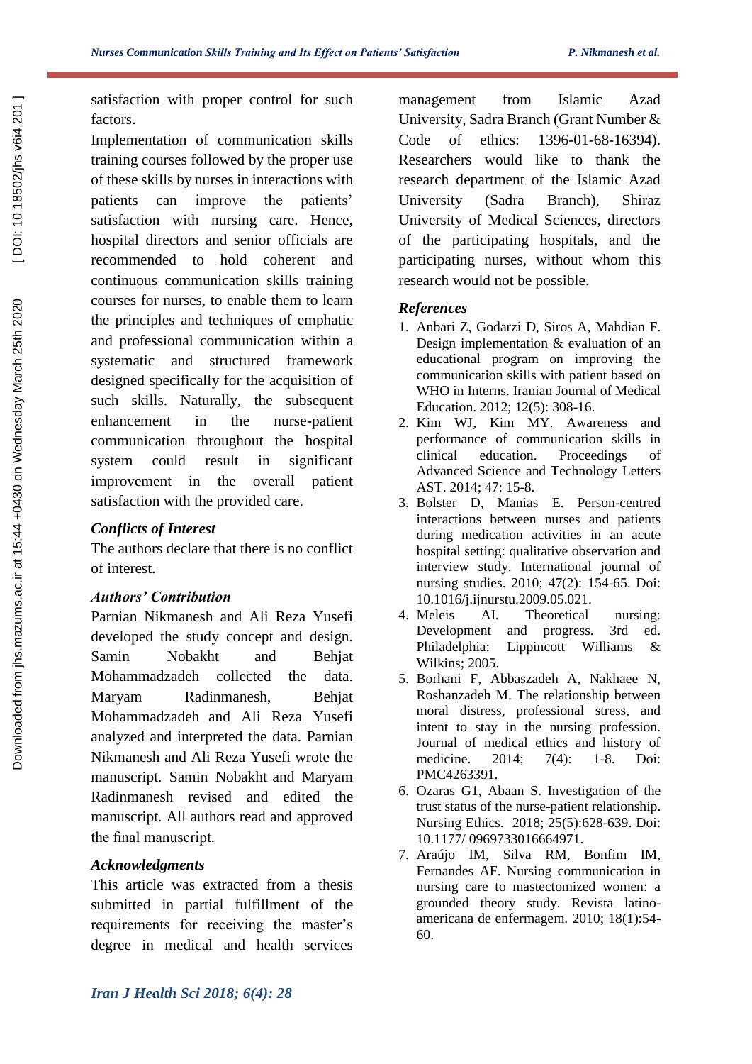satisfaction with proper control for such factors.

Implementation of communication skills training courses followed by the proper use of these skills by nurses in interactions with patients can improve the patients' satisfaction with nursing care. Hence, hospital directors and senior officials are recommended to hold coherent and continuous communication skills training courses for nurses, to enable them to learn the principles and techniques of emphatic and professional communication within a systematic and structured framework designed specifically for the acquisition of such skills. Naturally, the subsequent enhancement in the nurse-patient communication throughout the hospital system could result in significant improvement in the overall patient satisfaction with the provided care.

### Conflicts of Interest

The authors declare that there is no conflict of interest.

### Authors' Contribution

Parnian Nikmanesh and Ali Reza Yusefi developed the study concept and design. Samin Nobakht and Behjat Mohammadzadeh collected the data. Maryam Radinmanesh, Behjat Mohammadzadeh and Ali Reza Yusefi analyzed and interpreted the data. Parnian Nikmanesh and Ali Reza Yusefi wrote the manuscript. Samin Nobakht and Maryam Radinmanesh revised and edited the manuscript. All authors read and approved the final manuscript.

### Acknowledgments

This article was extracted from a thesis submitted in partial fulfillment of the requirements for receiving the master's degree in medical and health services management from Islamic Azad University, Sadra Branch (Grant Number & Code of ethics: 1396-01-68-16394). Researchers would like to thank the research department of the Islamic Azad University (Sadra Branch), Shiraz University of Medical Sciences, directors of the participating hospitals, and the participating nurses, without whom this research would not be possible.

### References

1. Anbari Z, Godarzi D, Siros A, Mahdian F. Design implementation & evaluation of an educational program on improving the communication skills with patient based on WHO in Interns. Iranian Journal of Medical Education. 2012; 12(5): 308-16.
2. Kim WJ, Kim MY. Awareness and performance of communication skills in clinical education. Proceedings of Advanced Science and Technology Letters AST. 2014; 47: 15-8.
3. Bolster D, Manias E. Person-centred interactions between nurses and patients during medication activities in an acute hospital setting: qualitative observation and interview study. International journal of nursing studies. 2010; 47(2): 154-65. Doi: 10.1016/j.ijnurstu.2009.05.021.
4. Meleis AI. Theoretical nursing: Development and progress. 3rd ed. Philadelphia: Lippincott Williams & Wilkins; 2005.
5. Borhani F, Abbaszadeh A, Nakhaee N, Roshanzadeh M. The relationship between moral distress, professional stress, and intent to stay in the nursing profession. Journal of medical ethics and history of medicine. 2014; 7(4): 1-8. Doi: PMC4263391.
6. Ozaras G1, Abaan S. Investigation of the trust status of the nurse-patient relationship. Nursing Ethics. 2018; 25(5):628-639. Doi: 10.1177/ 0969733016664971.
7. Araújo IM, Silva RM, Bonfim IM, Fernandes AF. Nursing communication in nursing care to mastectomized women: a grounded theory study. Revista latino-americana de enfermagem. 2010; 18(1):54-60.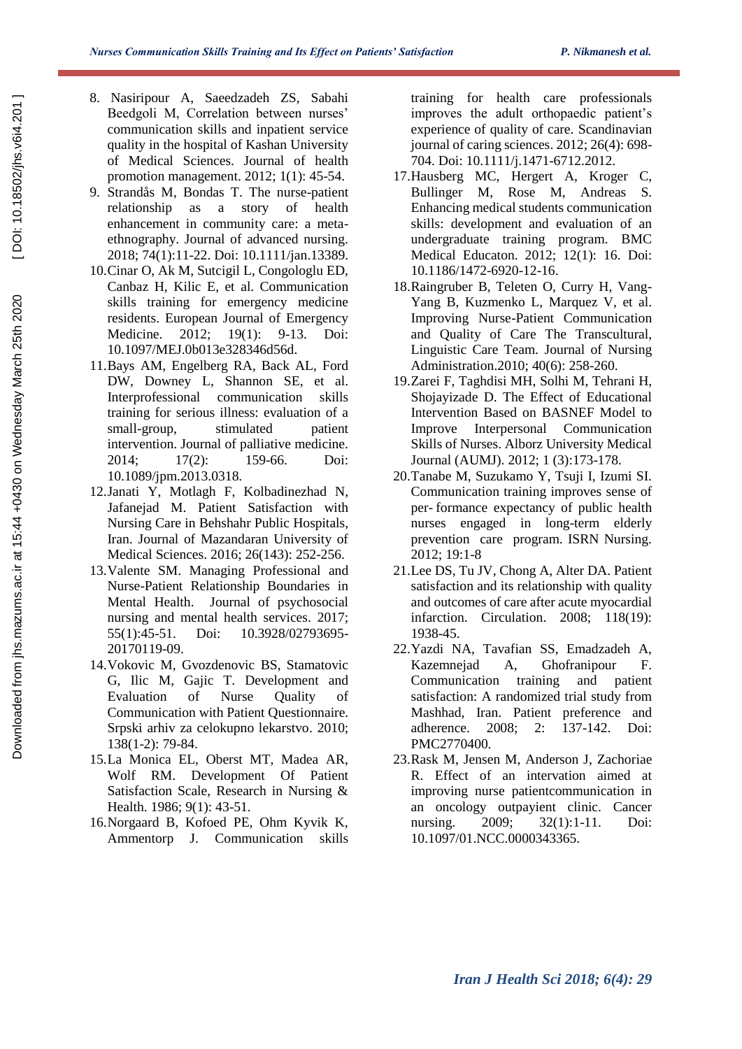8. Nasiripour A, Saeedzadeh ZS, Sabahi Beedgoli M, Correlation between nurses' communication skills and inpatient service quality in the hospital of Kashan University of Medical Sciences. Journal of health promotion management. 2012; 1(1): 45-54.
9. Strandås M, Bondas T. The nurse-patient relationship as a story of health enhancement in community care: a meta-ethnography. Journal of advanced nursing. 2018; 74(1):11-22. Doi: 10.1111/jan.13389.
10. Cinar O, Ak M, Sutcigil L, Congologlu ED, Canbaz H, Kilic E, et al. Communication skills training for emergency medicine residents. European Journal of Emergency Medicine. 2012; 19(1): 9-13. Doi: 10.1097/MEJ.0b013e328346d56d.
11. Bays AM, Engelberg RA, Back AL, Ford DW, Downey L, Shannon SE, et al. Interprofessional communication skills training for serious illness: evaluation of a small-group, stimulated patient intervention. Journal of palliative medicine. 2014; 17(2): 159-66. Doi: 10.1089/jpm.2013.0318.
12. Janati Y, Motlagh F, Kolbadinezhad N, Jafanejad M. Patient Satisfaction with Nursing Care in Behshahr Public Hospitals, Iran. Journal of Mazandaran University of Medical Sciences. 2016; 26(143): 252-256.
13. Valente SM. Managing Professional and Nurse-Patient Relationship Boundaries in Mental Health. Journal of psychosocial nursing and mental health services. 2017; 55(1):45-51. Doi: 10.3928/02793695-20170119-09.
14. Vokovic M, Gvozdenovic BS, Stamatovic G, Ilic M, Gajic T. Development and Evaluation of Nurse Quality of Communication with Patient Questionnaire. Srpski arhiv za celokupno lekarstvo. 2010; 138(1-2): 79-84.
15. La Monica EL, Oberst MT, Madea AR, Wolf RM. Development Of Patient Satisfaction Scale, Research in Nursing & Health. 1986; 9(1): 43-51.
16. Norgaard B, Kofoed PE, Ohm Kyvik K, Ammentorp J. Communication skills training for health care professionals improves the adult orthopaedic patient's experience of quality of care. Scandinavian journal of caring sciences. 2012; 26(4): 698-704. Doi: 10.1111/j.1471-6712.2012.
17. Hausberg MC, Hergert A, Kroger C, Bullinger M, Rose M, Andreas S. Enhancing medical students communication skills: development and evaluation of an undergraduate training program. BMC Medical Educaton. 2012; 12(1): 16. Doi: 10.1186/1472-6920-12-16.
18. Raingruber B, Teleten O, Curry H, Vang-Yang B, Kuzmenko L, Marquez V, et al. Improving Nurse-Patient Communication and Quality of Care The Transcultural, Linguistic Care Team. Journal of Nursing Administration.2010; 40(6): 258-260.
19. Zarei F, Taghdisi MH, Solhi M, Tehrani H, Shojayizade D. The Effect of Educational Intervention Based on BASNEF Model to Improve Interpersonal Communication Skills of Nurses. Alborz University Medical Journal (AUMJ). 2012; 1 (3):173-178.
20. Tanabe M, Suzukamo Y, Tsuji I, Izumi SI. Communication training improves sense of per- formance expectancy of public health nurses engaged in long-term elderly prevention care program. ISRN Nursing. 2012; 19:1-8
21. Lee DS, Tu JV, Chong A, Alter DA. Patient satisfaction and its relationship with quality and outcomes of care after acute myocardial infarction. Circulation. 2008; 118(19): 1938-45.
22. Yazdi NA, Tavafian SS, Emadzadeh A, Kazemnejad A, Ghofranipour F. Communication training and patient satisfaction: A randomized trial study from Mashhad, Iran. Patient preference and adherence. 2008; 2: 137-142. Doi: PMC2770400.
23. Rask M, Jensen M, Anderson J, Zachoriae R. Effect of an intervation aimed at improving nurse patientcommunication in an oncology outpayient clinic. Cancer nursing. 2009; 32(1):1-11. Doi: 10.1097/01.NCC.0000343365.